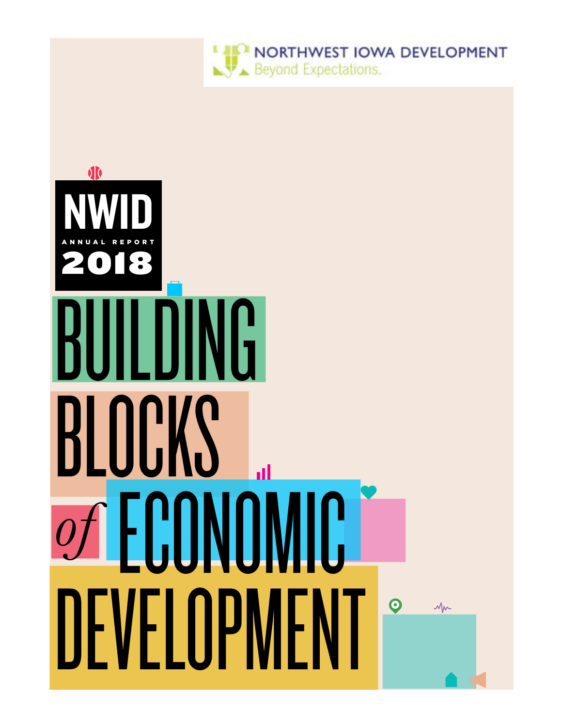NORTHWEST IOWA DEVELOPMENT
Beyond Expectations.

# NWID
ANNUAL REPORT
2018

# BUILDING BLOCKS *of* ECONOMIC DEVELOPMENT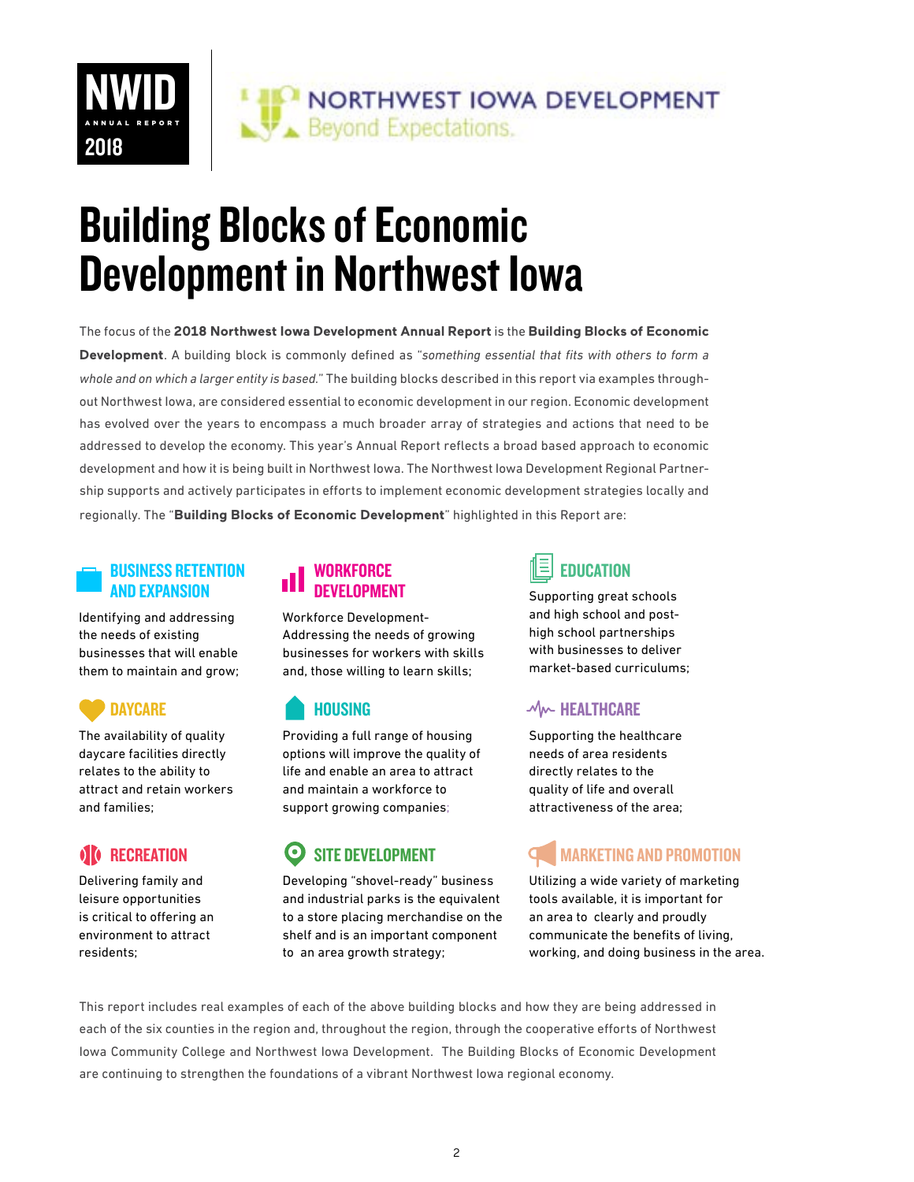NWID ANNUAL REPORT 2018

NORTHWEST IOWA DEVELOPMENT
Beyond Expectations.

# Building Blocks of Economic Development in Northwest Iowa

The focus of the **2018 Northwest Iowa Development Annual Report** is the **Building Blocks of Economic Development**. A building block is commonly defined as "*something essential that fits with others to form a whole and on which a larger entity is based.*" The building blocks described in this report via examples throughout Northwest Iowa, are considered essential to economic development in our region. Economic development has evolved over the years to encompass a much broader array of strategies and actions that need to be addressed to develop the economy. This year's Annual Report reflects a broad based approach to economic development and how it is being built in Northwest Iowa. The Northwest Iowa Development Regional Partnership supports and actively participates in efforts to implement economic development strategies locally and regionally. The "**Building Blocks of Economic Development**" highlighted in this Report are:

### BUSINESS RETENTION AND EXPANSION

Identifying and addressing the needs of existing businesses that will enable them to maintain and grow;

### WORKFORCE DEVELOPMENT

Workforce Development- Addressing the needs of growing businesses for workers with skills and, those willing to learn skills;

### EDUCATION

Supporting great schools and high school and post-high school partnerships with businesses to deliver market-based curriculums;

### DAYCARE

The availability of quality daycare facilities directly relates to the ability to attract and retain workers and families;

### HOUSING

Providing a full range of housing options will improve the quality of life and enable an area to attract and maintain a workforce to support growing companies;

### HEALTHCARE

Supporting the healthcare needs of area residents directly relates to the quality of life and overall attractiveness of the area;

### RECREATION

Delivering family and leisure opportunities is critical to offering an environment to attract residents;

### SITE DEVELOPMENT

Developing "shovel-ready" business and industrial parks is the equivalent to a store placing merchandise on the shelf and is an important component to an area growth strategy;

### MARKETING AND PROMOTION

Utilizing a wide variety of marketing tools available, it is important for an area to clearly and proudly communicate the benefits of living, working, and doing business in the area.

This report includes real examples of each of the above building blocks and how they are being addressed in each of the six counties in the region and, throughout the region, through the cooperative efforts of Northwest Iowa Community College and Northwest Iowa Development. The Building Blocks of Economic Development are continuing to strengthen the foundations of a vibrant Northwest Iowa regional economy.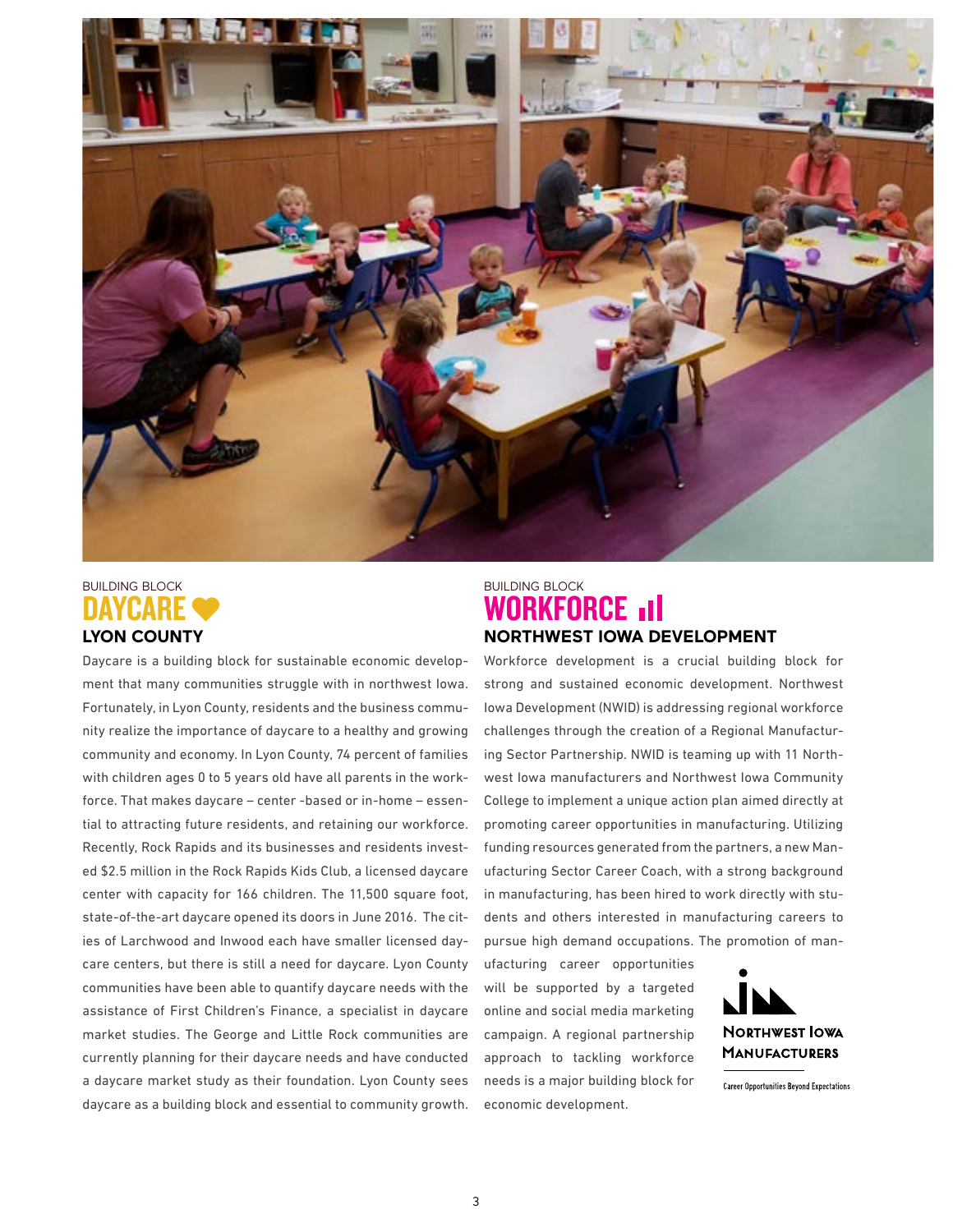BUILDING BLOCK

## DAYCARE

### LYON COUNTY

Daycare is a building block for sustainable economic development that many communities struggle with in northwest Iowa. Fortunately, in Lyon County, residents and the business community realize the importance of daycare to a healthy and growing community and economy. In Lyon County, 74 percent of families with children ages 0 to 5 years old have all parents in the workforce. That makes daycare – center -based or in-home – essential to attracting future residents, and retaining our workforce. Recently, Rock Rapids and its businesses and residents invested $2.5 million in the Rock Rapids Kids Club, a licensed daycare center with capacity for 166 children. The 11,500 square foot, state-of-the-art daycare opened its doors in June 2016. The cities of Larchwood and Inwood each have smaller licensed daycare centers, but there is still a need for daycare. Lyon County communities have been able to quantify daycare needs with the assistance of First Children's Finance, a specialist in daycare market studies. The George and Little Rock communities are currently planning for their daycare needs and have conducted a daycare market study as their foundation. Lyon County sees daycare as a building block and essential to community growth.

BUILDING BLOCK

## WORKFORCE

### NORTHWEST IOWA DEVELOPMENT

Workforce development is a crucial building block for strong and sustained economic development. Northwest Iowa Development (NWID) is addressing regional workforce challenges through the creation of a Regional Manufacturing Sector Partnership. NWID is teaming up with 11 Northwest Iowa manufacturers and Northwest Iowa Community College to implement a unique action plan aimed directly at promoting career opportunities in manufacturing. Utilizing funding resources generated from the partners, a new Manufacturing Sector Career Coach, with a strong background in manufacturing, has been hired to work directly with students and others interested in manufacturing careers to pursue high demand occupations. The promotion of manufacturing career opportunities will be supported by a targeted online and social media marketing campaign. A regional partnership approach to tackling workforce needs is a major building block for economic development.

NORTHWEST IOWA MANUFACTURERS

Career Opportunities Beyond Expectations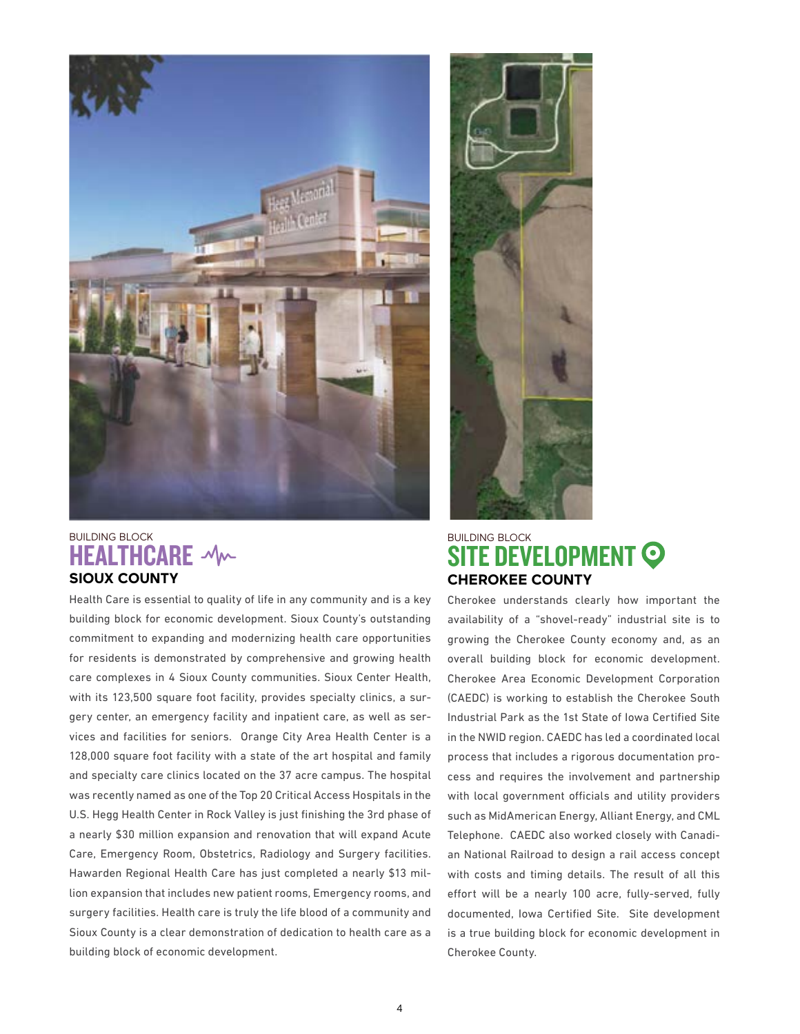BUILDING BLOCK

## HEALTHCARE

### SIOUX COUNTY

Health Care is essential to quality of life in any community and is a key building block for economic development. Sioux County's outstanding commitment to expanding and modernizing health care opportunities for residents is demonstrated by comprehensive and growing health care complexes in 4 Sioux County communities. Sioux Center Health, with its 123,500 square foot facility, provides specialty clinics, a surgery center, an emergency facility and inpatient care, as well as services and facilities for seniors. Orange City Area Health Center is a 128,000 square foot facility with a state of the art hospital and family and specialty care clinics located on the 37 acre campus. The hospital was recently named as one of the Top 20 Critical Access Hospitals in the U.S. Hegg Health Center in Rock Valley is just finishing the 3rd phase of a nearly $30 million expansion and renovation that will expand Acute Care, Emergency Room, Obstetrics, Radiology and Surgery facilities. Hawarden Regional Health Care has just completed a nearly $13 million expansion that includes new patient rooms, Emergency rooms, and surgery facilities. Health care is truly the life blood of a community and Sioux County is a clear demonstration of dedication to health care as a building block of economic development.

BUILDING BLOCK

## SITE DEVELOPMENT

### CHEROKEE COUNTY

Cherokee understands clearly how important the availability of a "shovel-ready" industrial site is to growing the Cherokee County economy and, as an overall building block for economic development. Cherokee Area Economic Development Corporation (CAEDC) is working to establish the Cherokee South Industrial Park as the 1st State of Iowa Certified Site in the NWID region. CAEDC has led a coordinated local process that includes a rigorous documentation process and requires the involvement and partnership with local government officials and utility providers such as MidAmerican Energy, Alliant Energy, and CML Telephone. CAEDC also worked closely with Canadian National Railroad to design a rail access concept with costs and timing details. The result of all this effort will be a nearly 100 acre, fully-served, fully documented, Iowa Certified Site. Site development is a true building block for economic development in Cherokee County.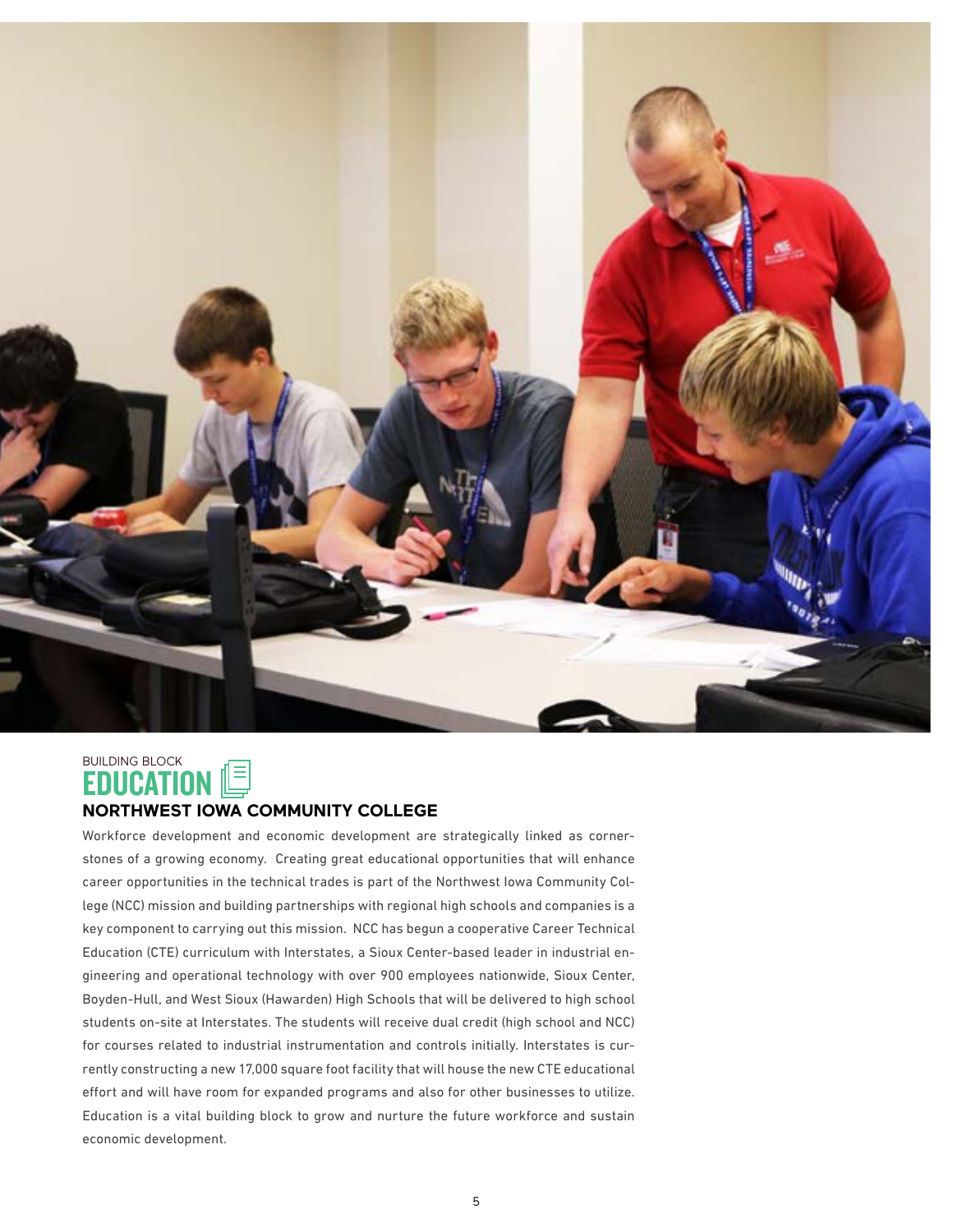BUILDING BLOCK

# EDUCATION

## NORTHWEST IOWA COMMUNITY COLLEGE

Workforce development and economic development are strategically linked as cornerstones of a growing economy. Creating great educational opportunities that will enhance career opportunities in the technical trades is part of the Northwest Iowa Community College (NCC) mission and building partnerships with regional high schools and companies is a key component to carrying out this mission. NCC has begun a cooperative Career Technical Education (CTE) curriculum with Interstates, a Sioux Center-based leader in industrial engineering and operational technology with over 900 employees nationwide, Sioux Center, Boyden-Hull, and West Sioux (Hawarden) High Schools that will be delivered to high school students on-site at Interstates. The students will receive dual credit (high school and NCC) for courses related to industrial instrumentation and controls initially. Interstates is currently constructing a new 17,000 square foot facility that will house the new CTE educational effort and will have room for expanded programs and also for other businesses to utilize. Education is a vital building block to grow and nurture the future workforce and sustain economic development.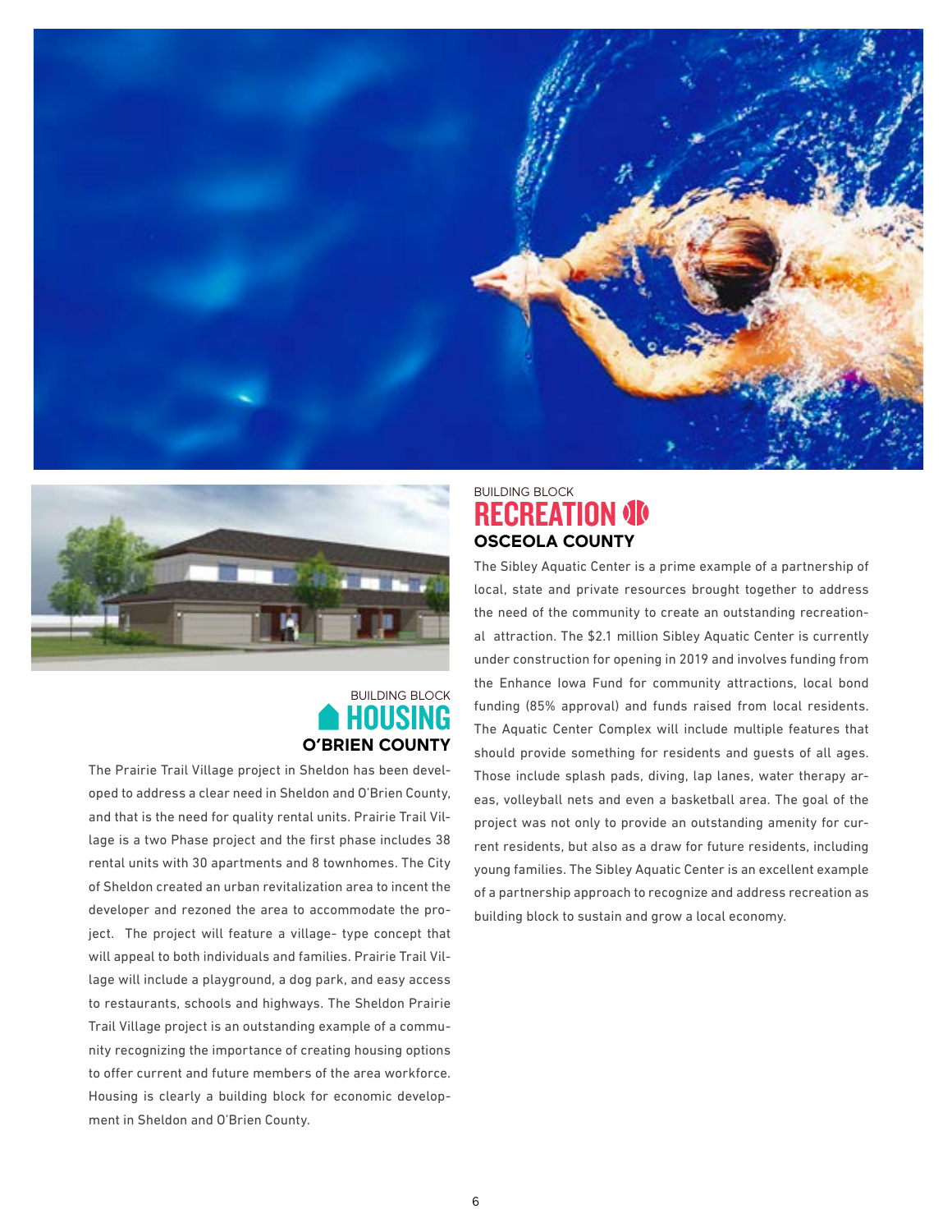BUILDING BLOCK

## HOUSING

### O'BRIEN COUNTY

The Prairie Trail Village project in Sheldon has been developed to address a clear need in Sheldon and O'Brien County, and that is the need for quality rental units. Prairie Trail Village is a two Phase project and the first phase includes 38 rental units with 30 apartments and 8 townhomes. The City of Sheldon created an urban revitalization area to incent the developer and rezoned the area to accommodate the project. The project will feature a village- type concept that will appeal to both individuals and families. Prairie Trail Village will include a playground, a dog park, and easy access to restaurants, schools and highways. The Sheldon Prairie Trail Village project is an outstanding example of a community recognizing the importance of creating housing options to offer current and future members of the area workforce. Housing is clearly a building block for economic development in Sheldon and O'Brien County.

BUILDING BLOCK

## RECREATION

### OSCEOLA COUNTY

The Sibley Aquatic Center is a prime example of a partnership of local, state and private resources brought together to address the need of the community to create an outstanding recreational attraction. The $2.1 million Sibley Aquatic Center is currently under construction for opening in 2019 and involves funding from the Enhance Iowa Fund for community attractions, local bond funding (85% approval) and funds raised from local residents. The Aquatic Center Complex will include multiple features that should provide something for residents and guests of all ages. Those include splash pads, diving, lap lanes, water therapy areas, volleyball nets and even a basketball area. The goal of the project was not only to provide an outstanding amenity for current residents, but also as a draw for future residents, including young families. The Sibley Aquatic Center is an excellent example of a partnership approach to recognize and address recreation as building block to sustain and grow a local economy.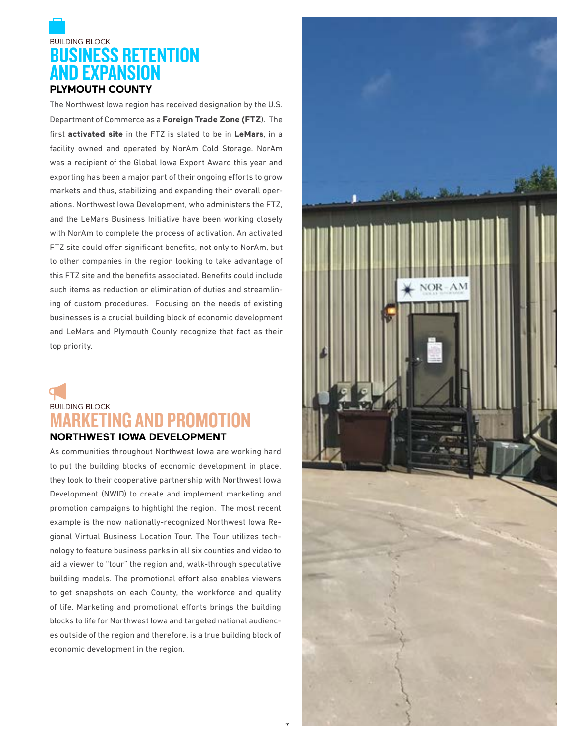BUILDING BLOCK

# BUSINESS RETENTION AND EXPANSION

## PLYMOUTH COUNTY

The Northwest Iowa region has received designation by the U.S. Department of Commerce as a **Foreign Trade Zone (FTZ**). The first **activated site** in the FTZ is slated to be in **LeMars**, in a facility owned and operated by NorAm Cold Storage. NorAm was a recipient of the Global Iowa Export Award this year and exporting has been a major part of their ongoing efforts to grow markets and thus, stabilizing and expanding their overall operations. Northwest Iowa Development, who administers the FTZ, and the LeMars Business Initiative have been working closely with NorAm to complete the process of activation. An activated FTZ site could offer significant benefits, not only to NorAm, but to other companies in the region looking to take advantage of this FTZ site and the benefits associated. Benefits could include such items as reduction or elimination of duties and streamlining of custom procedures. Focusing on the needs of existing businesses is a crucial building block of economic development and LeMars and Plymouth County recognize that fact as their top priority.

BUILDING BLOCK

# MARKETING AND PROMOTION

## NORTHWEST IOWA DEVELOPMENT

As communities throughout Northwest Iowa are working hard to put the building blocks of economic development in place, they look to their cooperative partnership with Northwest Iowa Development (NWID) to create and implement marketing and promotion campaigns to highlight the region. The most recent example is the now nationally-recognized Northwest Iowa Regional Virtual Business Location Tour. The Tour utilizes technology to feature business parks in all six counties and video to aid a viewer to "tour" the region and, walk-through speculative building models. The promotional effort also enables viewers to get snapshots on each County, the workforce and quality of life. Marketing and promotional efforts brings the building blocks to life for Northwest Iowa and targeted national audiences outside of the region and therefore, is a true building block of economic development in the region.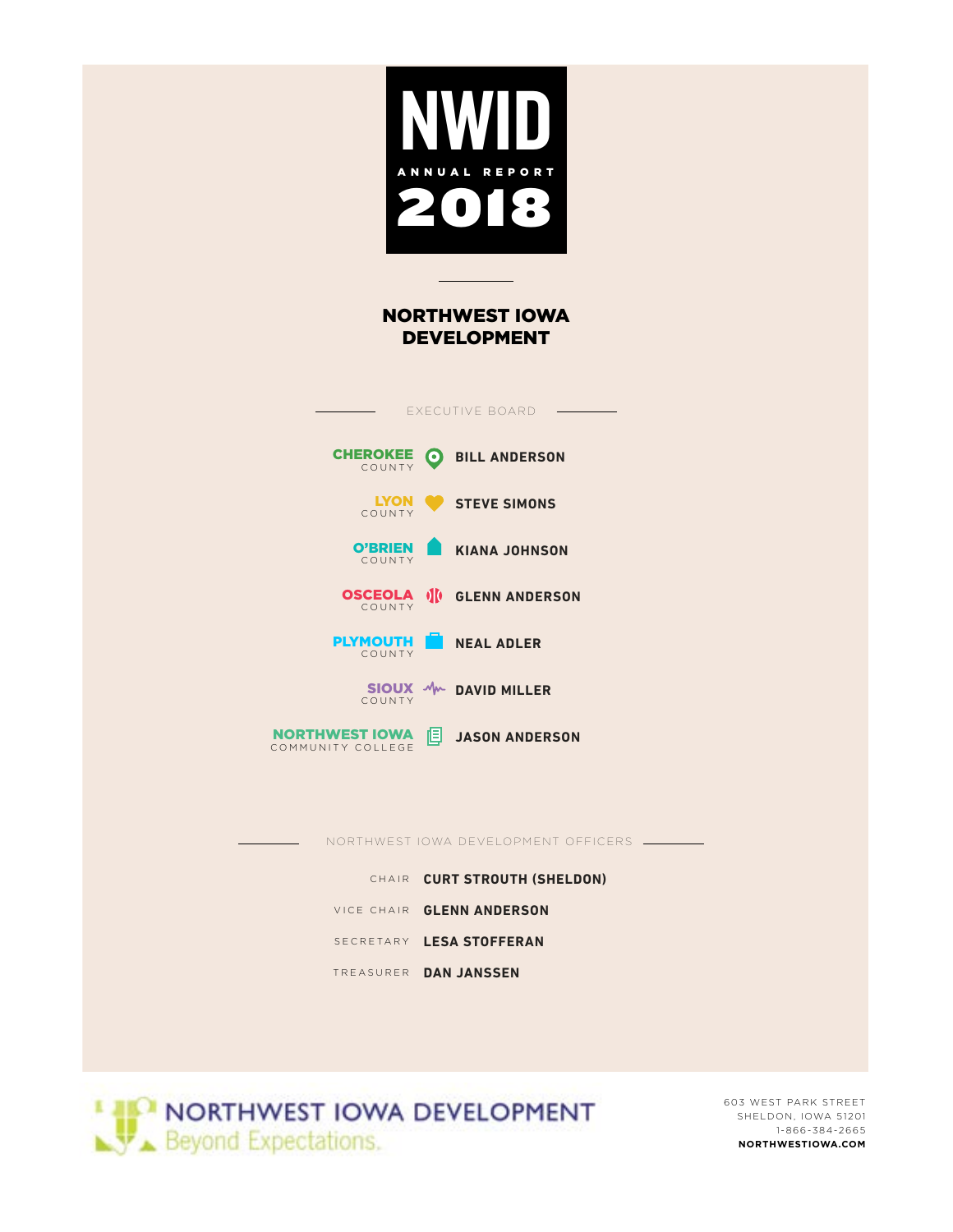# NWID

ANNUAL REPORT

# 2018

## NORTHWEST IOWA DEVELOPMENT

### EXECUTIVE BOARD

| | |
|---|---|
| CHEROKEE COUNTY | **BILL ANDERSON** |
| LYON COUNTY | **STEVE SIMONS** |
| O'BRIEN COUNTY | **KIANA JOHNSON** |
| OSCEOLA COUNTY | **GLENN ANDERSON** |
| PLYMOUTH COUNTY | **NEAL ADLER** |
| SIOUX COUNTY | **DAVID MILLER** |
| NORTHWEST IOWA COMMUNITY COLLEGE | **JASON ANDERSON** |

### NORTHWEST IOWA DEVELOPMENT OFFICERS

| | |
|---|---|
| CHAIR | **CURT STROUTH (SHELDON)** |
| VICE CHAIR | **GLENN ANDERSON** |
| SECRETARY | **LESA STOFFERAN** |
| TREASURER | **DAN JANSSEN** |

NORTHWEST IOWA DEVELOPMENT
Beyond Expectations.

603 WEST PARK STREET
SHELDON, IOWA 51201
1-866-384-2665
**NORTHWESTIOWA.COM**